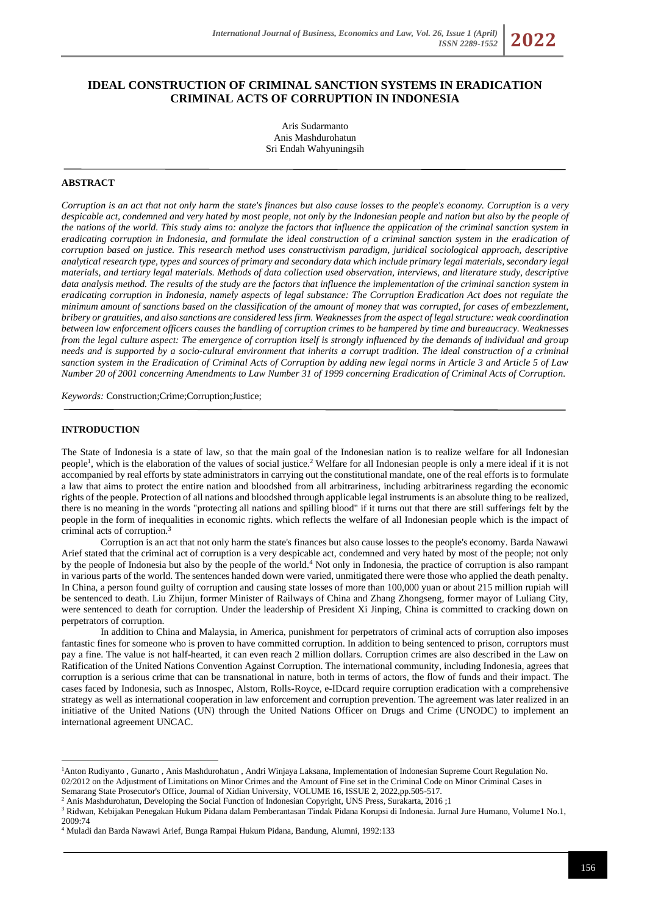# IDEAL CONSTRUCTION OF CRIMINAL SANCTION SYSTEMS IN ERADICATION CRIMINAL ACTS OF CORRUPTION IN INDONESIA

Aris Sudarmanto
Anis Mashdurohatun
Sri Endah Wahyuningsih

## ABSTRACT

*Corruption is an act that not only harm the state's finances but also cause losses to the people's economy. Corruption is a very despicable act, condemned and very hated by most people, not only by the Indonesian people and nation but also by the people of the nations of the world. This study aims to: analyze the factors that influence the application of the criminal sanction system in eradicating corruption in Indonesia, and formulate the ideal construction of a criminal sanction system in the eradication of corruption based on justice. This research method uses constructivism paradigm, juridical sociological approach, descriptive analytical research type, types and sources of primary and secondary data which include primary legal materials, secondary legal materials, and tertiary legal materials. Methods of data collection used observation, interviews, and literature study, descriptive data analysis method. The results of the study are the factors that influence the implementation of the criminal sanction system in eradicating corruption in Indonesia, namely aspects of legal substance: The Corruption Eradication Act does not regulate the minimum amount of sanctions based on the classification of the amount of money that was corrupted, for cases of embezzlement, bribery or gratuities, and also sanctions are considered less firm. Weaknesses from the aspect of legal structure: weak coordination between law enforcement officers causes the handling of corruption crimes to be hampered by time and bureaucracy. Weaknesses from the legal culture aspect: The emergence of corruption itself is strongly influenced by the demands of individual and group needs and is supported by a socio-cultural environment that inherits a corrupt tradition. The ideal construction of a criminal sanction system in the Eradication of Criminal Acts of Corruption by adding new legal norms in Article 3 and Article 5 of Law Number 20 of 2001 concerning Amendments to Law Number 31 of 1999 concerning Eradication of Criminal Acts of Corruption.*

*Keywords:* Construction;Crime;Corruption;Justice;

## INTRODUCTION

The State of Indonesia is a state of law, so that the main goal of the Indonesian nation is to realize welfare for all Indonesian people[1], which is the elaboration of the values of social justice.[2] Welfare for all Indonesian people is only a mere ideal if it is not accompanied by real efforts by state administrators in carrying out the constitutional mandate, one of the real efforts is to formulate a law that aims to protect the entire nation and bloodshed from all arbitrariness, including arbitrariness regarding the economic rights of the people. Protection of all nations and bloodshed through applicable legal instruments is an absolute thing to be realized, there is no meaning in the words "protecting all nations and spilling blood" if it turns out that there are still sufferings felt by the people in the form of inequalities in economic rights. which reflects the welfare of all Indonesian people which is the impact of criminal acts of corruption.[3]

Corruption is an act that not only harm the state's finances but also cause losses to the people's economy. Barda Nawawi Arief stated that the criminal act of corruption is a very despicable act, condemned and very hated by most of the people; not only by the people of Indonesia but also by the people of the world.[4] Not only in Indonesia, the practice of corruption is also rampant in various parts of the world. The sentences handed down were varied, unmitigated there were those who applied the death penalty. In China, a person found guilty of corruption and causing state losses of more than 100,000 yuan or about 215 million rupiah will be sentenced to death. Liu Zhijun, former Minister of Railways of China and Zhang Zhongseng, former mayor of Luliang City, were sentenced to death for corruption. Under the leadership of President Xi Jinping, China is committed to cracking down on perpetrators of corruption.

In addition to China and Malaysia, in America, punishment for perpetrators of criminal acts of corruption also imposes fantastic fines for someone who is proven to have committed corruption. In addition to being sentenced to prison, corruptors must pay a fine. The value is not half-hearted, it can even reach 2 million dollars. Corruption crimes are also described in the Law on Ratification of the United Nations Convention Against Corruption. The international community, including Indonesia, agrees that corruption is a serious crime that can be transnational in nature, both in terms of actors, the flow of funds and their impact. The cases faced by Indonesia, such as Innospec, Alstom, Rolls-Royce, e-IDcard require corruption eradication with a comprehensive strategy as well as international cooperation in law enforcement and corruption prevention. The agreement was later realized in an initiative of the United Nations (UN) through the United Nations Officer on Drugs and Crime (UNODC) to implement an international agreement UNCAC.

---

[1] Anton Rudiyanto , Gunarto , Anis Mashdurohatun , Andri Winjaya Laksana, Implementation of Indonesian Supreme Court Regulation No. 02/2012 on the Adjustment of Limitations on Minor Crimes and the Amount of Fine set in the Criminal Code on Minor Criminal Cases in Semarang State Prosecutor's Office, Journal of Xidian University, VOLUME 16, ISSUE 2, 2022,pp.505-517.

[2] Anis Mashdurohatun, Developing the Social Function of Indonesian Copyright, UNS Press, Surakarta, 2016 ;1

[3] Ridwan, Kebijakan Penegakan Hukum Pidana dalam Pemberantasan Tindak Pidana Korupsi di Indonesia. Jurnal Jure Humano, Volume1 No.1, 2009:74

[4] Muladi dan Barda Nawawi Arief, Bunga Rampai Hukum Pidana, Bandung, Alumni, 1992:133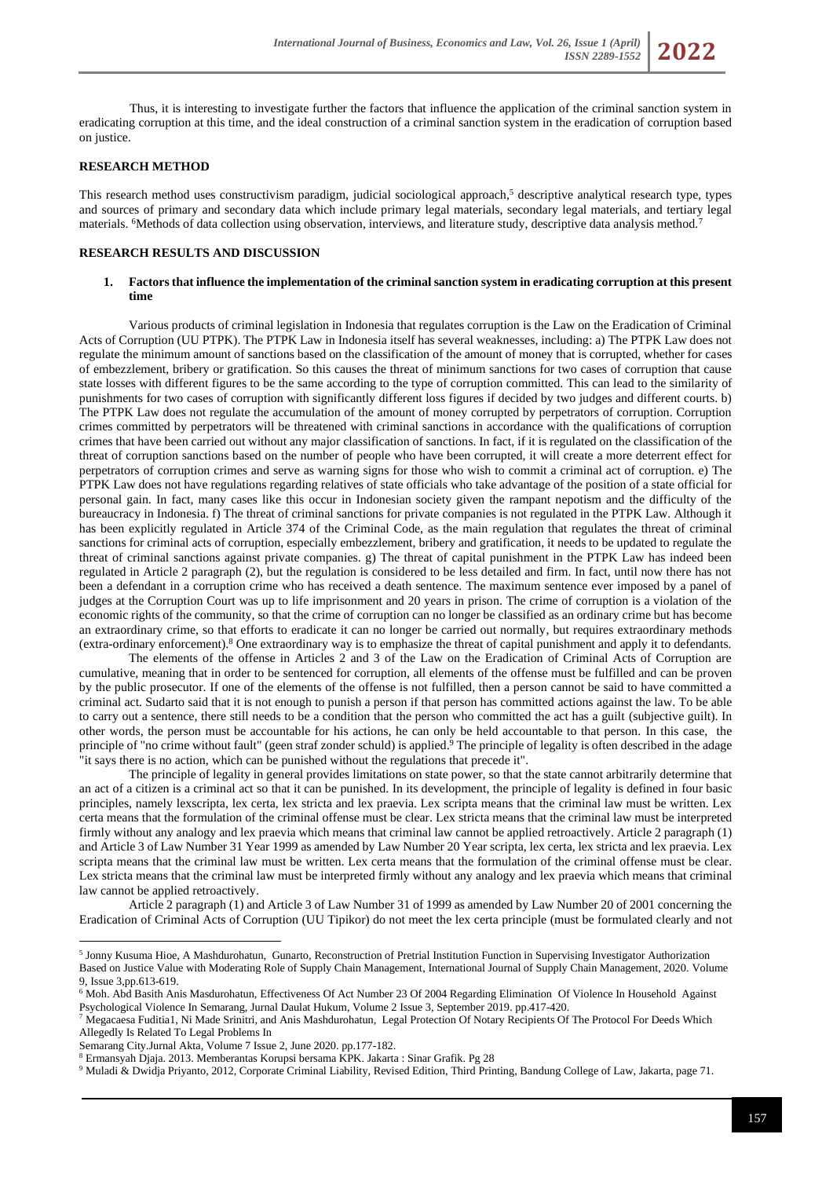Thus, it is interesting to investigate further the factors that influence the application of the criminal sanction system in eradicating corruption at this time, and the ideal construction of a criminal sanction system in the eradication of corruption based on justice.

## RESEARCH METHOD

This research method uses constructivism paradigm, judicial sociological approach,[5] descriptive analytical research type, types and sources of primary and secondary data which include primary legal materials, secondary legal materials, and tertiary legal materials. [6]Methods of data collection using observation, interviews, and literature study, descriptive data analysis method.[7]

## RESEARCH RESULTS AND DISCUSSION

### 1. Factors that influence the implementation of the criminal sanction system in eradicating corruption at this present time

Various products of criminal legislation in Indonesia that regulates corruption is the Law on the Eradication of Criminal Acts of Corruption (UU PTPK). The PTPK Law in Indonesia itself has several weaknesses, including: a) The PTPK Law does not regulate the minimum amount of sanctions based on the classification of the amount of money that is corrupted, whether for cases of embezzlement, bribery or gratification. So this causes the threat of minimum sanctions for two cases of corruption that cause state losses with different figures to be the same according to the type of corruption committed. This can lead to the similarity of punishments for two cases of corruption with significantly different loss figures if decided by two judges and different courts. b) The PTPK Law does not regulate the accumulation of the amount of money corrupted by perpetrators of corruption. Corruption crimes committed by perpetrators will be threatened with criminal sanctions in accordance with the qualifications of corruption crimes that have been carried out without any major classification of sanctions. In fact, if it is regulated on the classification of the threat of corruption sanctions based on the number of people who have been corrupted, it will create a more deterrent effect for perpetrators of corruption crimes and serve as warning signs for those who wish to commit a criminal act of corruption. e) The PTPK Law does not have regulations regarding relatives of state officials who take advantage of the position of a state official for personal gain. In fact, many cases like this occur in Indonesian society given the rampant nepotism and the difficulty of the bureaucracy in Indonesia. f) The threat of criminal sanctions for private companies is not regulated in the PTPK Law. Although it has been explicitly regulated in Article 374 of the Criminal Code, as the main regulation that regulates the threat of criminal sanctions for criminal acts of corruption, especially embezzlement, bribery and gratification, it needs to be updated to regulate the threat of criminal sanctions against private companies. g) The threat of capital punishment in the PTPK Law has indeed been regulated in Article 2 paragraph (2), but the regulation is considered to be less detailed and firm. In fact, until now there has not been a defendant in a corruption crime who has received a death sentence. The maximum sentence ever imposed by a panel of judges at the Corruption Court was up to life imprisonment and 20 years in prison. The crime of corruption is a violation of the economic rights of the community, so that the crime of corruption can no longer be classified as an ordinary crime but has become an extraordinary crime, so that efforts to eradicate it can no longer be carried out normally, but requires extraordinary methods (extra-ordinary enforcement).[8] One extraordinary way is to emphasize the threat of capital punishment and apply it to defendants.

The elements of the offense in Articles 2 and 3 of the Law on the Eradication of Criminal Acts of Corruption are cumulative, meaning that in order to be sentenced for corruption, all elements of the offense must be fulfilled and can be proven by the public prosecutor. If one of the elements of the offense is not fulfilled, then a person cannot be said to have committed a criminal act. Sudarto said that it is not enough to punish a person if that person has committed actions against the law. To be able to carry out a sentence, there still needs to be a condition that the person who committed the act has a guilt (subjective guilt). In other words, the person must be accountable for his actions, he can only be held accountable to that person. In this case, the principle of "no crime without fault" (geen straf zonder schuld) is applied.[9] The principle of legality is often described in the adage "it says there is no action, which can be punished without the regulations that precede it".

The principle of legality in general provides limitations on state power, so that the state cannot arbitrarily determine that an act of a citizen is a criminal act so that it can be punished. In its development, the principle of legality is defined in four basic principles, namely lexscripta, lex certa, lex stricta and lex praevia. Lex scripta means that the criminal law must be written. Lex certa means that the formulation of the criminal offense must be clear. Lex stricta means that the criminal law must be interpreted firmly without any analogy and lex praevia which means that criminal law cannot be applied retroactively. Article 2 paragraph (1) and Article 3 of Law Number 31 Year 1999 as amended by Law Number 20 Year scripta, lex certa, lex stricta and lex praevia. Lex scripta means that the criminal law must be written. Lex certa means that the formulation of the criminal offense must be clear. Lex stricta means that the criminal law must be interpreted firmly without any analogy and lex praevia which means that criminal law cannot be applied retroactively.

Article 2 paragraph (1) and Article 3 of Law Number 31 of 1999 as amended by Law Number 20 of 2001 concerning the Eradication of Criminal Acts of Corruption (UU Tipikor) do not meet the lex certa principle (must be formulated clearly and not

---

[5] Jonny Kusuma Hioe, A Mashdurohatun, Gunarto, Reconstruction of Pretrial Institution Function in Supervising Investigator Authorization Based on Justice Value with Moderating Role of Supply Chain Management, International Journal of Supply Chain Management, 2020. Volume 9, Issue 3,pp.613-619.

[6] Moh. Abd Basith Anis Masdurohatun, Effectiveness Of Act Number 23 Of 2004 Regarding Elimination Of Violence In Household Against Psychological Violence In Semarang, Jurnal Daulat Hukum, Volume 2 Issue 3, September 2019. pp.417-420.

[7] Megacaesa Fuditia1, Ni Made Srinitri, and Anis Mashdurohatun, Legal Protection Of Notary Recipients Of The Protocol For Deeds Which Allegedly Is Related To Legal Problems In Semarang City.Jurnal Akta, Volume 7 Issue 2, June 2020. pp.177-182.

[8] Ermansyah Djaja. 2013. Memberantas Korupsi bersama KPK. Jakarta : Sinar Grafik. Pg 28

[9] Muladi & Dwidja Priyanto, 2012, Corporate Criminal Liability, Revised Edition, Third Printing, Bandung College of Law, Jakarta, page 71.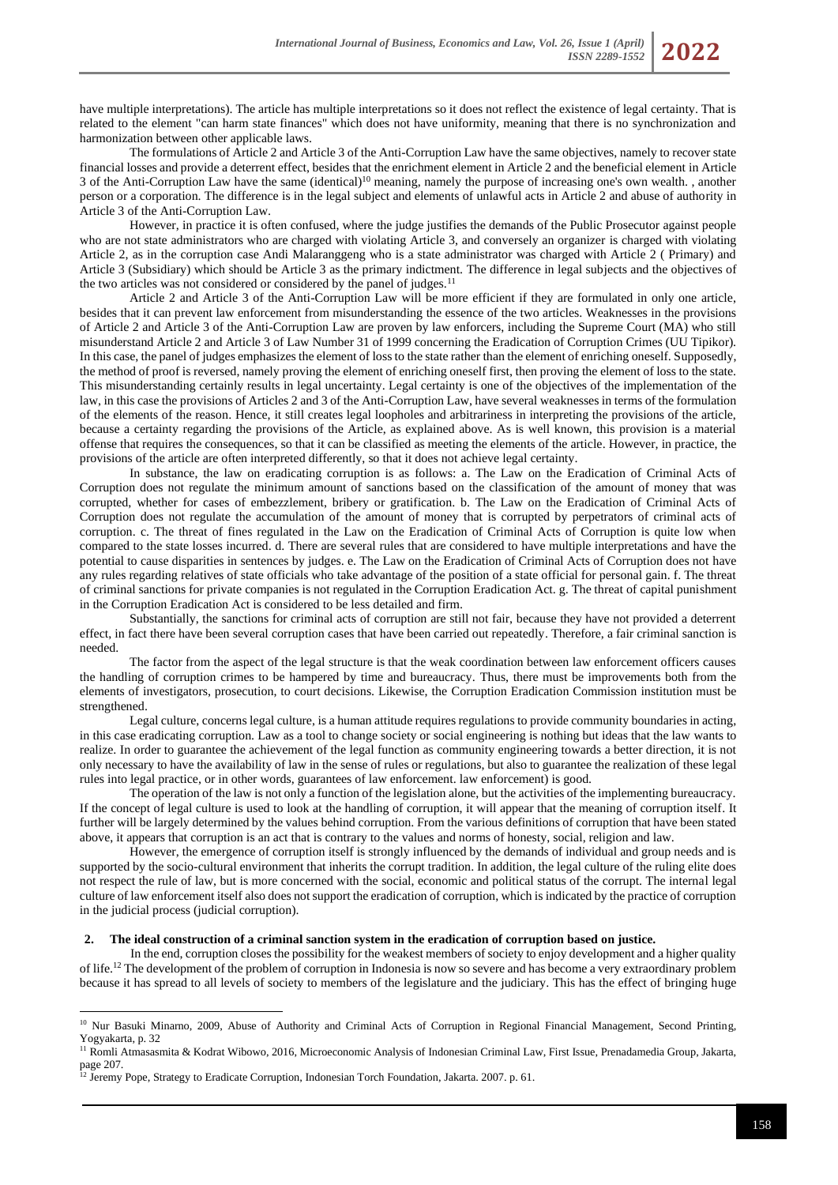have multiple interpretations). The article has multiple interpretations so it does not reflect the existence of legal certainty. That is related to the element "can harm state finances" which does not have uniformity, meaning that there is no synchronization and harmonization between other applicable laws.

The formulations of Article 2 and Article 3 of the Anti-Corruption Law have the same objectives, namely to recover state financial losses and provide a deterrent effect, besides that the enrichment element in Article 2 and the beneficial element in Article 3 of the Anti-Corruption Law have the same (identical)[10] meaning, namely the purpose of increasing one's own wealth. , another person or a corporation. The difference is in the legal subject and elements of unlawful acts in Article 2 and abuse of authority in Article 3 of the Anti-Corruption Law.

However, in practice it is often confused, where the judge justifies the demands of the Public Prosecutor against people who are not state administrators who are charged with violating Article 3, and conversely an organizer is charged with violating Article 2, as in the corruption case Andi Malaranggeng who is a state administrator was charged with Article 2 ( Primary) and Article 3 (Subsidiary) which should be Article 3 as the primary indictment. The difference in legal subjects and the objectives of the two articles was not considered or considered by the panel of judges.[11]

Article 2 and Article 3 of the Anti-Corruption Law will be more efficient if they are formulated in only one article, besides that it can prevent law enforcement from misunderstanding the essence of the two articles. Weaknesses in the provisions of Article 2 and Article 3 of the Anti-Corruption Law are proven by law enforcers, including the Supreme Court (MA) who still misunderstand Article 2 and Article 3 of Law Number 31 of 1999 concerning the Eradication of Corruption Crimes (UU Tipikor). In this case, the panel of judges emphasizes the element of loss to the state rather than the element of enriching oneself. Supposedly, the method of proof is reversed, namely proving the element of enriching oneself first, then proving the element of loss to the state. This misunderstanding certainly results in legal uncertainty. Legal certainty is one of the objectives of the implementation of the law, in this case the provisions of Articles 2 and 3 of the Anti-Corruption Law, have several weaknesses in terms of the formulation of the elements of the reason. Hence, it still creates legal loopholes and arbitrariness in interpreting the provisions of the article, because a certainty regarding the provisions of the Article, as explained above. As is well known, this provision is a material offense that requires the consequences, so that it can be classified as meeting the elements of the article. However, in practice, the provisions of the article are often interpreted differently, so that it does not achieve legal certainty.

In substance, the law on eradicating corruption is as follows: a. The Law on the Eradication of Criminal Acts of Corruption does not regulate the minimum amount of sanctions based on the classification of the amount of money that was corrupted, whether for cases of embezzlement, bribery or gratification. b. The Law on the Eradication of Criminal Acts of Corruption does not regulate the accumulation of the amount of money that is corrupted by perpetrators of criminal acts of corruption. c. The threat of fines regulated in the Law on the Eradication of Criminal Acts of Corruption is quite low when compared to the state losses incurred. d. There are several rules that are considered to have multiple interpretations and have the potential to cause disparities in sentences by judges. e. The Law on the Eradication of Criminal Acts of Corruption does not have any rules regarding relatives of state officials who take advantage of the position of a state official for personal gain. f. The threat of criminal sanctions for private companies is not regulated in the Corruption Eradication Act. g. The threat of capital punishment in the Corruption Eradication Act is considered to be less detailed and firm.

Substantially, the sanctions for criminal acts of corruption are still not fair, because they have not provided a deterrent effect, in fact there have been several corruption cases that have been carried out repeatedly. Therefore, a fair criminal sanction is needed.

The factor from the aspect of the legal structure is that the weak coordination between law enforcement officers causes the handling of corruption crimes to be hampered by time and bureaucracy. Thus, there must be improvements both from the elements of investigators, prosecution, to court decisions. Likewise, the Corruption Eradication Commission institution must be strengthened.

Legal culture, concerns legal culture, is a human attitude requires regulations to provide community boundaries in acting, in this case eradicating corruption. Law as a tool to change society or social engineering is nothing but ideas that the law wants to realize. In order to guarantee the achievement of the legal function as community engineering towards a better direction, it is not only necessary to have the availability of law in the sense of rules or regulations, but also to guarantee the realization of these legal rules into legal practice, or in other words, guarantees of law enforcement. law enforcement) is good.

The operation of the law is not only a function of the legislation alone, but the activities of the implementing bureaucracy. If the concept of legal culture is used to look at the handling of corruption, it will appear that the meaning of corruption itself. It further will be largely determined by the values behind corruption. From the various definitions of corruption that have been stated above, it appears that corruption is an act that is contrary to the values and norms of honesty, social, religion and law.

However, the emergence of corruption itself is strongly influenced by the demands of individual and group needs and is supported by the socio-cultural environment that inherits the corrupt tradition. In addition, the legal culture of the ruling elite does not respect the rule of law, but is more concerned with the social, economic and political status of the corrupt. The internal legal culture of law enforcement itself also does not support the eradication of corruption, which is indicated by the practice of corruption in the judicial process (judicial corruption).

## 2. The ideal construction of a criminal sanction system in the eradication of corruption based on justice.

In the end, corruption closes the possibility for the weakest members of society to enjoy development and a higher quality of life.[12] The development of the problem of corruption in Indonesia is now so severe and has become a very extraordinary problem because it has spread to all levels of society to members of the legislature and the judiciary. This has the effect of bringing huge

---

[10] Nur Basuki Minarno, 2009, Abuse of Authority and Criminal Acts of Corruption in Regional Financial Management, Second Printing, Yogyakarta, p. 32

[11] Romli Atmasasmita & Kodrat Wibowo, 2016, Microeconomic Analysis of Indonesian Criminal Law, First Issue, Prenadamedia Group, Jakarta, page 207.

[12] Jeremy Pope, Strategy to Eradicate Corruption, Indonesian Torch Foundation, Jakarta. 2007. p. 61.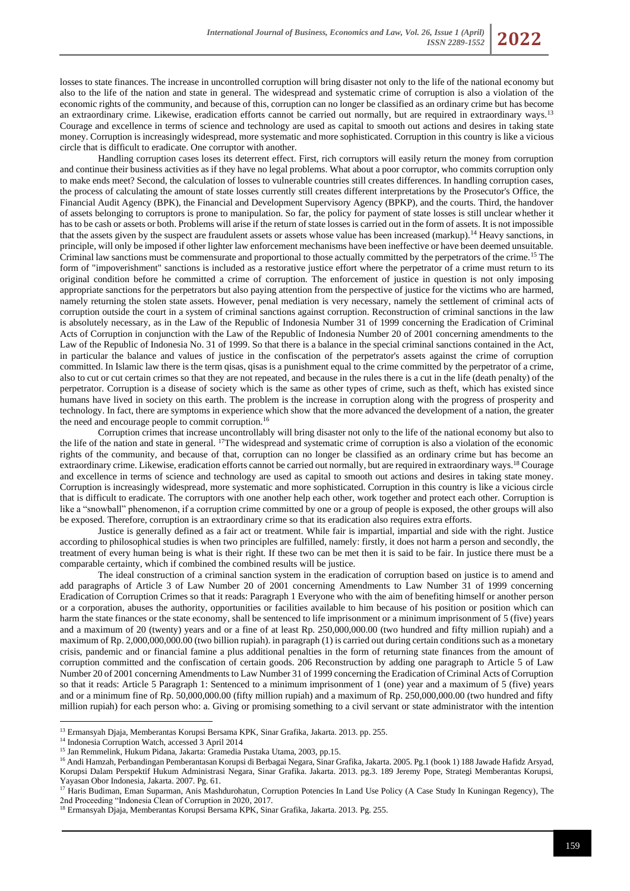losses to state finances. The increase in uncontrolled corruption will bring disaster not only to the life of the national economy but also to the life of the nation and state in general. The widespread and systematic crime of corruption is also a violation of the economic rights of the community, and because of this, corruption can no longer be classified as an ordinary crime but has become an extraordinary crime. Likewise, eradication efforts cannot be carried out normally, but are required in extraordinary ways.[13] Courage and excellence in terms of science and technology are used as capital to smooth out actions and desires in taking state money. Corruption is increasingly widespread, more systematic and more sophisticated. Corruption in this country is like a vicious circle that is difficult to eradicate. One corruptor with another.

Handling corruption cases loses its deterrent effect. First, rich corruptors will easily return the money from corruption and continue their business activities as if they have no legal problems. What about a poor corruptor, who commits corruption only to make ends meet? Second, the calculation of losses to vulnerable countries still creates differences. In handling corruption cases, the process of calculating the amount of state losses currently still creates different interpretations by the Prosecutor's Office, the Financial Audit Agency (BPK), the Financial and Development Supervisory Agency (BPKP), and the courts. Third, the handover of assets belonging to corruptors is prone to manipulation. So far, the policy for payment of state losses is still unclear whether it has to be cash or assets or both. Problems will arise if the return of state losses is carried out in the form of assets. It is not impossible that the assets given by the suspect are fraudulent assets or assets whose value has been increased (markup).[14] Heavy sanctions, in principle, will only be imposed if other lighter law enforcement mechanisms have been ineffective or have been deemed unsuitable. Criminal law sanctions must be commensurate and proportional to those actually committed by the perpetrators of the crime.[15] The form of "impoverishment" sanctions is included as a restorative justice effort where the perpetrator of a crime must return to its original condition before he committed a crime of corruption. The enforcement of justice in question is not only imposing appropriate sanctions for the perpetrators but also paying attention from the perspective of justice for the victims who are harmed, namely returning the stolen state assets. However, penal mediation is very necessary, namely the settlement of criminal acts of corruption outside the court in a system of criminal sanctions against corruption. Reconstruction of criminal sanctions in the law is absolutely necessary, as in the Law of the Republic of Indonesia Number 31 of 1999 concerning the Eradication of Criminal Acts of Corruption in conjunction with the Law of the Republic of Indonesia Number 20 of 2001 concerning amendments to the Law of the Republic of Indonesia No. 31 of 1999. So that there is a balance in the special criminal sanctions contained in the Act, in particular the balance and values of justice in the confiscation of the perpetrator's assets against the crime of corruption committed. In Islamic law there is the term qisas, qisas is a punishment equal to the crime committed by the perpetrator of a crime, also to cut or cut certain crimes so that they are not repeated, and because in the rules there is a cut in the life (death penalty) of the perpetrator. Corruption is a disease of society which is the same as other types of crime, such as theft, which has existed since humans have lived in society on this earth. The problem is the increase in corruption along with the progress of prosperity and technology. In fact, there are symptoms in experience which show that the more advanced the development of a nation, the greater the need and encourage people to commit corruption.[16]

Corruption crimes that increase uncontrollably will bring disaster not only to the life of the national economy but also to the life of the nation and state in general. [17]The widespread and systematic crime of corruption is also a violation of the economic rights of the community, and because of that, corruption can no longer be classified as an ordinary crime but has become an extraordinary crime. Likewise, eradication efforts cannot be carried out normally, but are required in extraordinary ways.[18] Courage and excellence in terms of science and technology are used as capital to smooth out actions and desires in taking state money. Corruption is increasingly widespread, more systematic and more sophisticated. Corruption in this country is like a vicious circle that is difficult to eradicate. The corruptors with one another help each other, work together and protect each other. Corruption is like a "snowball" phenomenon, if a corruption crime committed by one or a group of people is exposed, the other groups will also be exposed. Therefore, corruption is an extraordinary crime so that its eradication also requires extra efforts.

Justice is generally defined as a fair act or treatment. While fair is impartial, impartial and side with the right. Justice according to philosophical studies is when two principles are fulfilled, namely: firstly, it does not harm a person and secondly, the treatment of every human being is what is their right. If these two can be met then it is said to be fair. In justice there must be a comparable certainty, which if combined the combined results will be justice.

The ideal construction of a criminal sanction system in the eradication of corruption based on justice is to amend and add paragraphs of Article 3 of Law Number 20 of 2001 concerning Amendments to Law Number 31 of 1999 concerning Eradication of Corruption Crimes so that it reads: Paragraph 1 Everyone who with the aim of benefiting himself or another person or a corporation, abuses the authority, opportunities or facilities available to him because of his position or position which can harm the state finances or the state economy, shall be sentenced to life imprisonment or a minimum imprisonment of 5 (five) years and a maximum of 20 (twenty) years and or a fine of at least Rp. 250,000,000.00 (two hundred and fifty million rupiah) and a maximum of Rp. 2,000,000,000.00 (two billion rupiah). in paragraph (1) is carried out during certain conditions such as a monetary crisis, pandemic and or financial famine a plus additional penalties in the form of returning state finances from the amount of corruption committed and the confiscation of certain goods. 206 Reconstruction by adding one paragraph to Article 5 of Law Number 20 of 2001 concerning Amendments to Law Number 31 of 1999 concerning the Eradication of Criminal Acts of Corruption so that it reads: Article 5 Paragraph 1: Sentenced to a minimum imprisonment of 1 (one) year and a maximum of 5 (five) years and or a minimum fine of Rp. 50,000,000.00 (fifty million rupiah) and a maximum of Rp. 250,000,000.00 (two hundred and fifty million rupiah) for each person who: a. Giving or promising something to a civil servant or state administrator with the intention

---

[13] Ermansyah Djaja, Memberantas Korupsi Bersama KPK, Sinar Grafika, Jakarta. 2013. pp. 255.

[14] Indonesia Corruption Watch, accessed 3 April 2014

[15] Jan Remmelink, Hukum Pidana, Jakarta: Gramedia Pustaka Utama, 2003, pp.15.

[16] Andi Hamzah, Perbandingan Pemberantasan Korupsi di Berbagai Negara, Sinar Grafika, Jakarta. 2005. Pg.1 (book 1) 188 Jawade Hafidz Arsyad, Korupsi Dalam Perspektif Hukum Administrasi Negara, Sinar Grafika. Jakarta. 2013. pg.3. 189 Jeremy Pope, Strategi Memberantas Korupsi, Yayasan Obor Indonesia, Jakarta. 2007. Pg. 61.

[17] Haris Budiman, Eman Suparman, Anis Mashdurohatun, Corruption Potencies In Land Use Policy (A Case Study In Kuningan Regency), The 2nd Proceeding "Indonesia Clean of Corruption in 2020, 2017.

[18] Ermansyah Djaja, Memberantas Korupsi Bersama KPK, Sinar Grafika, Jakarta. 2013. Pg. 255.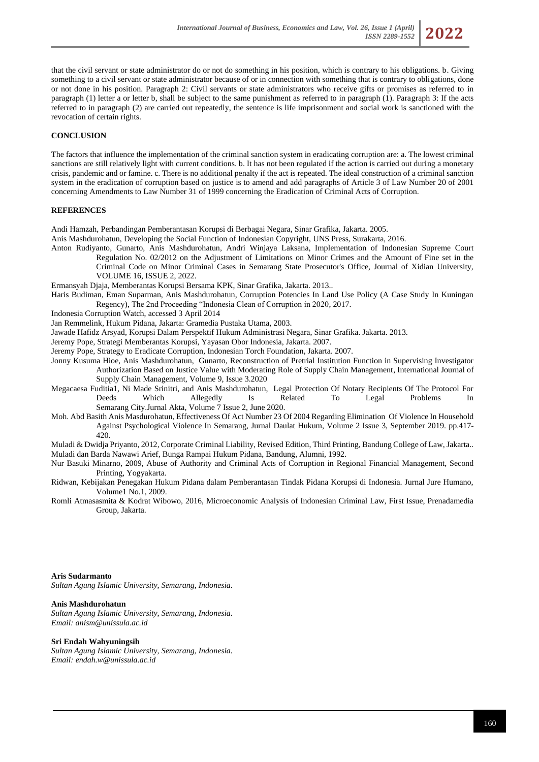that the civil servant or state administrator do or not do something in his position, which is contrary to his obligations. b. Giving something to a civil servant or state administrator because of or in connection with something that is contrary to obligations, done or not done in his position. Paragraph 2: Civil servants or state administrators who receive gifts or promises as referred to in paragraph (1) letter a or letter b, shall be subject to the same punishment as referred to in paragraph (1). Paragraph 3: If the acts referred to in paragraph (2) are carried out repeatedly, the sentence is life imprisonment and social work is sanctioned with the revocation of certain rights.

## CONCLUSION

The factors that influence the implementation of the criminal sanction system in eradicating corruption are: a. The lowest criminal sanctions are still relatively light with current conditions. b. It has not been regulated if the action is carried out during a monetary crisis, pandemic and or famine. c. There is no additional penalty if the act is repeated. The ideal construction of a criminal sanction system in the eradication of corruption based on justice is to amend and add paragraphs of Article 3 of Law Number 20 of 2001 concerning Amendments to Law Number 31 of 1999 concerning the Eradication of Criminal Acts of Corruption.

## REFERENCES

Andi Hamzah, Perbandingan Pemberantasan Korupsi di Berbagai Negara, Sinar Grafika, Jakarta. 2005.

Anis Mashdurohatun, Developing the Social Function of Indonesian Copyright, UNS Press, Surakarta, 2016.

Anton Rudiyanto, Gunarto, Anis Mashdurohatun, Andri Winjaya Laksana, Implementation of Indonesian Supreme Court Regulation No. 02/2012 on the Adjustment of Limitations on Minor Crimes and the Amount of Fine set in the Criminal Code on Minor Criminal Cases in Semarang State Prosecutor's Office, Journal of Xidian University, VOLUME 16, ISSUE 2, 2022.

Ermansyah Djaja, Memberantas Korupsi Bersama KPK, Sinar Grafika, Jakarta. 2013..

Haris Budiman, Eman Suparman, Anis Mashdurohatun, Corruption Potencies In Land Use Policy (A Case Study In Kuningan Regency), The 2nd Proceeding "Indonesia Clean of Corruption in 2020, 2017.

Indonesia Corruption Watch, accessed 3 April 2014

Jan Remmelink, Hukum Pidana, Jakarta: Gramedia Pustaka Utama, 2003.

Jawade Hafidz Arsyad, Korupsi Dalam Perspektif Hukum Administrasi Negara, Sinar Grafika. Jakarta. 2013.

Jeremy Pope, Strategi Memberantas Korupsi, Yayasan Obor Indonesia, Jakarta. 2007.

Jeremy Pope, Strategy to Eradicate Corruption, Indonesian Torch Foundation, Jakarta. 2007.

Jonny Kusuma Hioe, Anis Mashdurohatun, Gunarto, Reconstruction of Pretrial Institution Function in Supervising Investigator Authorization Based on Justice Value with Moderating Role of Supply Chain Management, International Journal of Supply Chain Management, Volume 9, Issue 3.2020

Megacaesa Fuditia1, Ni Made Srinitri, and Anis Mashdurohatun, Legal Protection Of Notary Recipients Of The Protocol For Deeds Which Allegedly Is Related To Legal Problems In Semarang City.Jurnal Akta, Volume 7 Issue 2, June 2020.

Moh. Abd Basith Anis Masdurohatun, Effectiveness Of Act Number 23 Of 2004 Regarding Elimination Of Violence In Household Against Psychological Violence In Semarang, Jurnal Daulat Hukum, Volume 2 Issue 3, September 2019. pp.417-420.

Muladi & Dwidja Priyanto, 2012, Corporate Criminal Liability, Revised Edition, Third Printing, Bandung College of Law, Jakarta..

Muladi dan Barda Nawawi Arief, Bunga Rampai Hukum Pidana, Bandung, Alumni, 1992.

Nur Basuki Minarno, 2009, Abuse of Authority and Criminal Acts of Corruption in Regional Financial Management, Second Printing, Yogyakarta.

Ridwan, Kebijakan Penegakan Hukum Pidana dalam Pemberantasan Tindak Pidana Korupsi di Indonesia. Jurnal Jure Humano, Volume1 No.1, 2009.

Romli Atmasasmita & Kodrat Wibowo, 2016, Microeconomic Analysis of Indonesian Criminal Law, First Issue, Prenadamedia Group, Jakarta.

**Aris Sudarmanto**
*Sultan Agung Islamic University, Semarang, Indonesia.*

**Anis Mashdurohatun**
*Sultan Agung Islamic University, Semarang, Indonesia.*
*Email: anism@unissula.ac.id*

**Sri Endah Wahyuningsih**
*Sultan Agung Islamic University, Semarang, Indonesia.*
*Email: endah.w@unissula.ac.id*